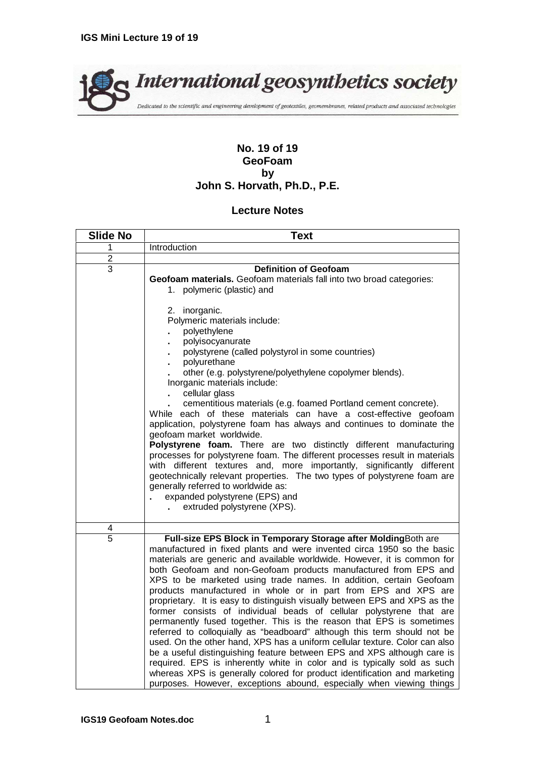International geosynthetics society

Dedicated to the scientific and engineering development of geotextiles, geomembranes, related products and associated technologies

**No. 19 of 19**
**GeoFoam**
**by**
**John S. Horvath, Ph.D., P.E.**

## Lecture Notes

| Slide No | Text |
|---|---|
| 1 | Introduction |
| 2 | |
| 3 | **Definition of Geofoam**<br>**Geofoam materials.** Geofoam materials fall into two broad categories:<br>1. polymeric (plastic) and<br>2. inorganic.<br>Polymeric materials include:<br>. polyethylene<br>. polyisocyanurate<br>. polystyrene (called polystyrol in some countries)<br>. polyurethane<br>. other (e.g. polystyrene/polyethylene copolymer blends).<br>Inorganic materials include:<br>. cellular glass<br>. cementitious materials (e.g. foamed Portland cement concrete).<br>While each of these materials can have a cost-effective geofoam application, polystyrene foam has always and continues to dominate the geofoam market worldwide.<br>**Polystyrene foam.** There are two distinctly different manufacturing processes for polystyrene foam. The different processes result in materials with different textures and, more importantly, significantly different geotechnically relevant properties. The two types of polystyrene foam are generally referred to worldwide as:<br>. expanded polystyrene (EPS) and<br>. extruded polystyrene (XPS). |
| 4 | |
| 5 | **Full-size EPS Block in Temporary Storage after Molding**Both are manufactured in fixed plants and were invented circa 1950 so the basic materials are generic and available worldwide. However, it is common for both Geofoam and non-Geofoam products manufactured from EPS and XPS to be marketed using trade names. In addition, certain Geofoam products manufactured in whole or in part from EPS and XPS are proprietary. It is easy to distinguish visually between EPS and XPS as the former consists of individual beads of cellular polystyrene that are permanently fused together. This is the reason that EPS is sometimes referred to colloquially as "beadboard" although this term should not be used. On the other hand, XPS has a uniform cellular texture. Color can also be a useful distinguishing feature between EPS and XPS although care is required. EPS is inherently white in color and is typically sold as such whereas XPS is generally colored for product identification and marketing purposes. However, exceptions abound, especially when viewing things |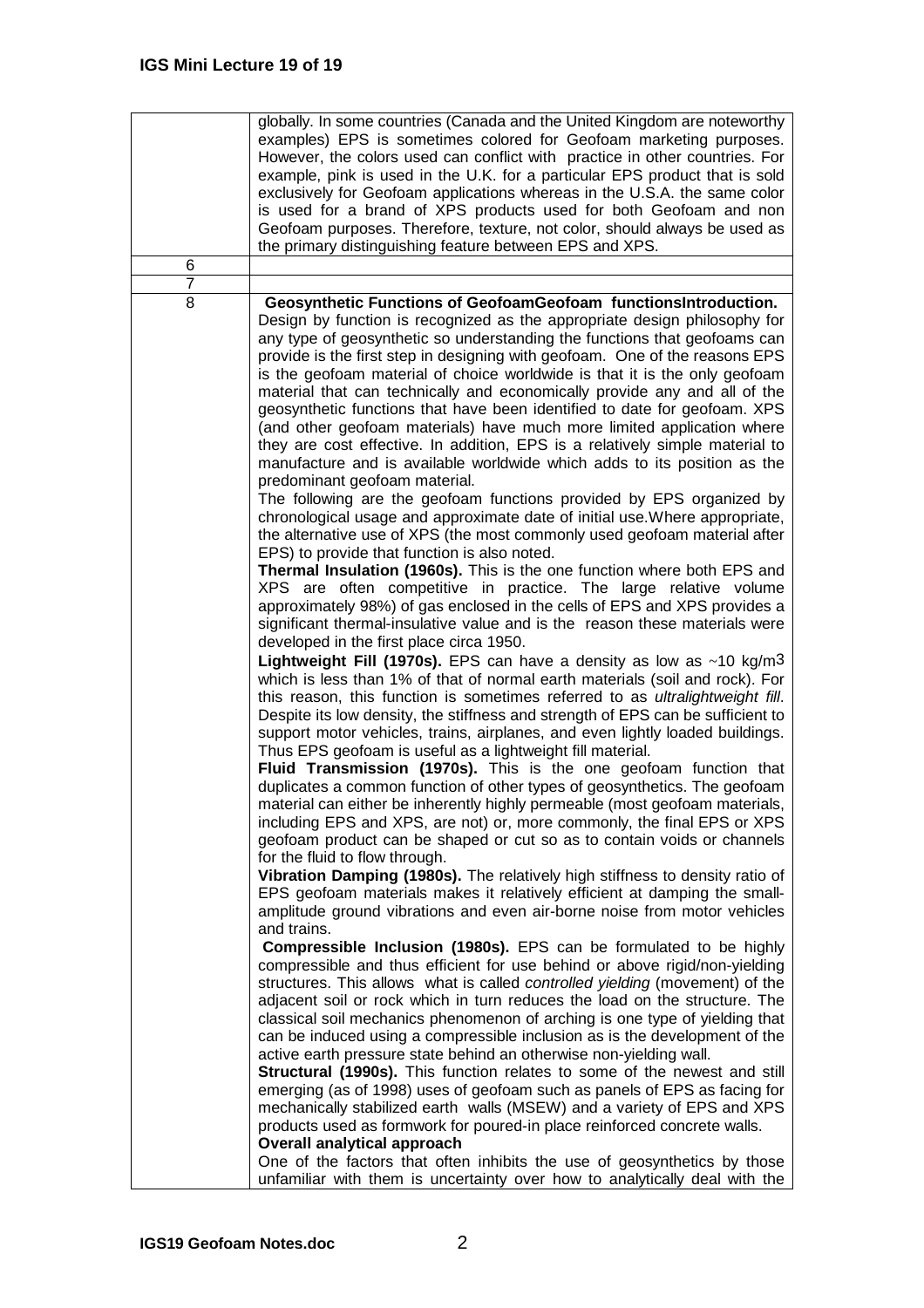| | |
|---|---|
| | globally. In some countries (Canada and the United Kingdom are noteworthy examples) EPS is sometimes colored for Geofoam marketing purposes. However, the colors used can conflict with practice in other countries. For example, pink is used in the U.K. for a particular EPS product that is sold exclusively for Geofoam applications whereas in the U.S.A. the same color is used for a brand of XPS products used for both Geofoam and non Geofoam purposes. Therefore, texture, not color, should always be used as the primary distinguishing feature between EPS and XPS. |
| 6 | |
| 7 | |
| 8 | **Geosynthetic Functions of GeofoamGeofoam functionsIntroduction.** Design by function is recognized as the appropriate design philosophy for any type of geosynthetic so understanding the functions that geofoams can provide is the first step in designing with geofoam. One of the reasons EPS is the geofoam material of choice worldwide is that it is the only geofoam material that can technically and economically provide any and all of the geosynthetic functions that have been identified to date for geofoam. XPS (and other geofoam materials) have much more limited application where they are cost effective. In addition, EPS is a relatively simple material to manufacture and is available worldwide which adds to its position as the predominant geofoam material.<br>The following are the geofoam functions provided by EPS organized by chronological usage and approximate date of initial use.Where appropriate, the alternative use of XPS (the most commonly used geofoam material after EPS) to provide that function is also noted.<br>**Thermal Insulation (1960s).** This is the one function where both EPS and XPS are often competitive in practice. The large relative volume approximately 98%) of gas enclosed in the cells of EPS and XPS provides a significant thermal-insulative value and is the reason these materials were developed in the first place circa 1950.<br>**Lightweight Fill (1970s).** EPS can have a density as low as ~10 kg/m$^3$ which is less than 1% of that of normal earth materials (soil and rock). For this reason, this function is sometimes referred to as *ultralightweight fill*. Despite its low density, the stiffness and strength of EPS can be sufficient to support motor vehicles, trains, airplanes, and even lightly loaded buildings. Thus EPS geofoam is useful as a lightweight fill material.<br>**Fluid Transmission (1970s).** This is the one geofoam function that duplicates a common function of other types of geosynthetics. The geofoam material can either be inherently highly permeable (most geofoam materials, including EPS and XPS, are not) or, more commonly, the final EPS or XPS geofoam product can be shaped or cut so as to contain voids or channels for the fluid to flow through.<br>**Vibration Damping (1980s).** The relatively high stiffness to density ratio of EPS geofoam materials makes it relatively efficient at damping the small-amplitude ground vibrations and even air-borne noise from motor vehicles and trains.<br>**Compressible Inclusion (1980s).** EPS can be formulated to be highly compressible and thus efficient for use behind or above rigid/non-yielding structures. This allows what is called *controlled yielding* (movement) of the adjacent soil or rock which in turn reduces the load on the structure. The classical soil mechanics phenomenon of arching is one type of yielding that can be induced using a compressible inclusion as is the development of the active earth pressure state behind an otherwise non-yielding wall.<br>**Structural (1990s).** This function relates to some of the newest and still emerging (as of 1998) uses of geofoam such as panels of EPS as facing for mechanically stabilized earth walls (MSEW) and a variety of EPS and XPS products used as formwork for poured-in place reinforced concrete walls.<br>**Overall analytical approach**<br>One of the factors that often inhibits the use of geosynthetics by those unfamiliar with them is uncertainty over how to analytically deal with the |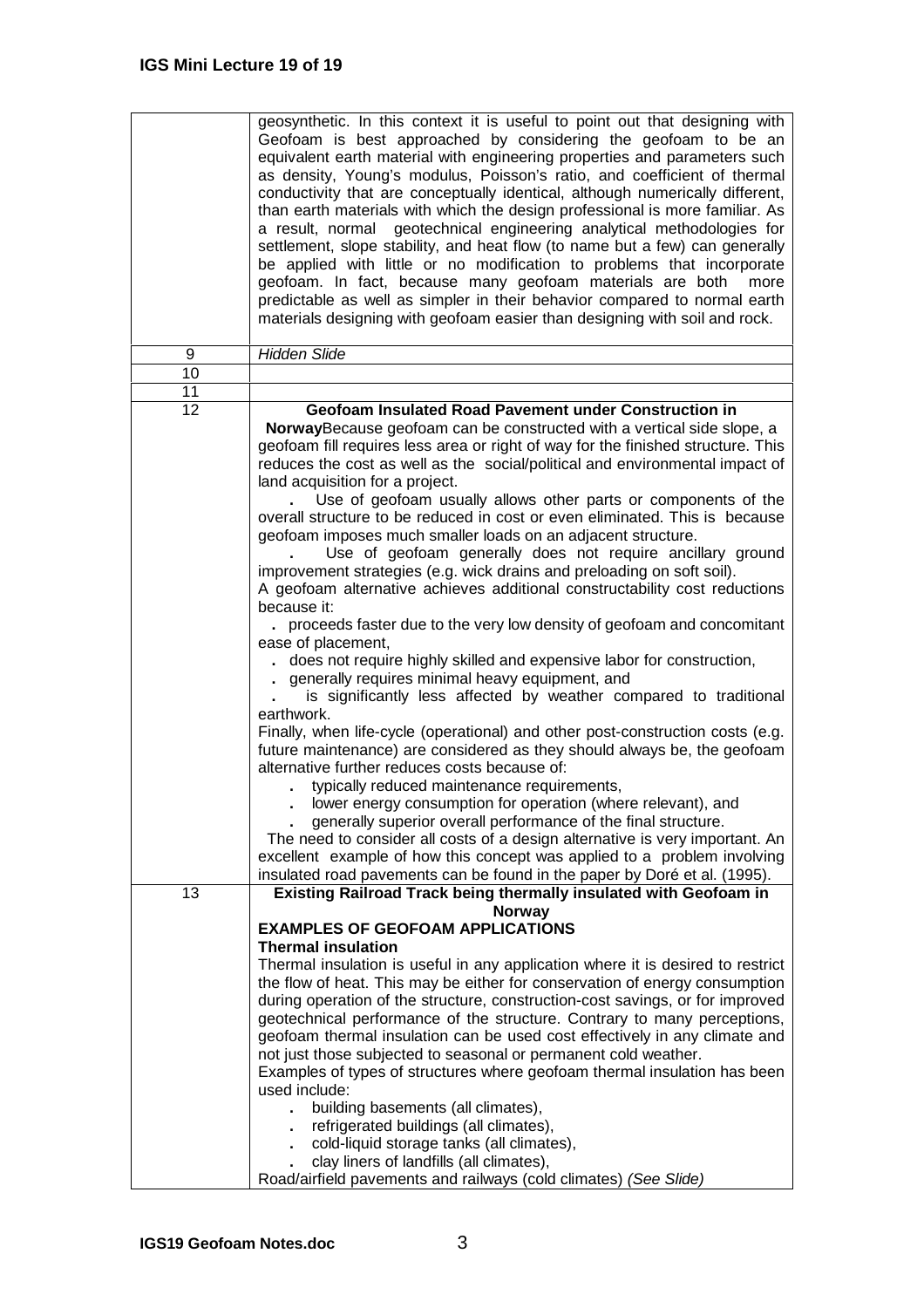| | |
|---|---|
| | geosynthetic. In this context it is useful to point out that designing with Geofoam is best approached by considering the geofoam to be an equivalent earth material with engineering properties and parameters such as density, Young's modulus, Poisson's ratio, and coefficient of thermal conductivity that are conceptually identical, although numerically different, than earth materials with which the design professional is more familiar. As a result, normal geotechnical engineering analytical methodologies for settlement, slope stability, and heat flow (to name but a few) can generally be applied with little or no modification to problems that incorporate geofoam. In fact, because many geofoam materials are both more predictable as well as simpler in their behavior compared to normal earth materials designing with geofoam easier than designing with soil and rock. |
| 9 | *Hidden Slide* |
| 10 | |
| 11 | |
| 12 | **Geofoam Insulated Road Pavement under Construction in Norway**Because geofoam can be constructed with a vertical side slope, a geofoam fill requires less area or right of way for the finished structure. This reduces the cost as well as the social/political and environmental impact of land acquisition for a project.<br>. Use of geofoam usually allows other parts or components of the overall structure to be reduced in cost or even eliminated. This is because geofoam imposes much smaller loads on an adjacent structure.<br>. Use of geofoam generally does not require ancillary ground improvement strategies (e.g. wick drains and preloading on soft soil).<br>A geofoam alternative achieves additional constructability cost reductions because it:<br>. proceeds faster due to the very low density of geofoam and concomitant ease of placement,<br>. does not require highly skilled and expensive labor for construction,<br>. generally requires minimal heavy equipment, and<br>. is significantly less affected by weather compared to traditional earthwork.<br>Finally, when life-cycle (operational) and other post-construction costs (e.g. future maintenance) are considered as they should always be, the geofoam alternative further reduces costs because of:<br>. typically reduced maintenance requirements,<br>. lower energy consumption for operation (where relevant), and<br>. generally superior overall performance of the final structure.<br>The need to consider all costs of a design alternative is very important. An excellent example of how this concept was applied to a problem involving insulated road pavements can be found in the paper by Doré et al. (1995). |
| 13 | **Existing Railroad Track being thermally insulated with Geofoam in Norway**<br>**EXAMPLES OF GEOFOAM APPLICATIONS**<br>**Thermal insulation**<br>Thermal insulation is useful in any application where it is desired to restrict the flow of heat. This may be either for conservation of energy consumption during operation of the structure, construction-cost savings, or for improved geotechnical performance of the structure. Contrary to many perceptions, geofoam thermal insulation can be used cost effectively in any climate and not just those subjected to seasonal or permanent cold weather.<br>Examples of types of structures where geofoam thermal insulation has been used include:<br>. building basements (all climates),<br>. refrigerated buildings (all climates),<br>. cold-liquid storage tanks (all climates),<br>. clay liners of landfills (all climates),<br>Road/airfield pavements and railways (cold climates) *(See Slide)* |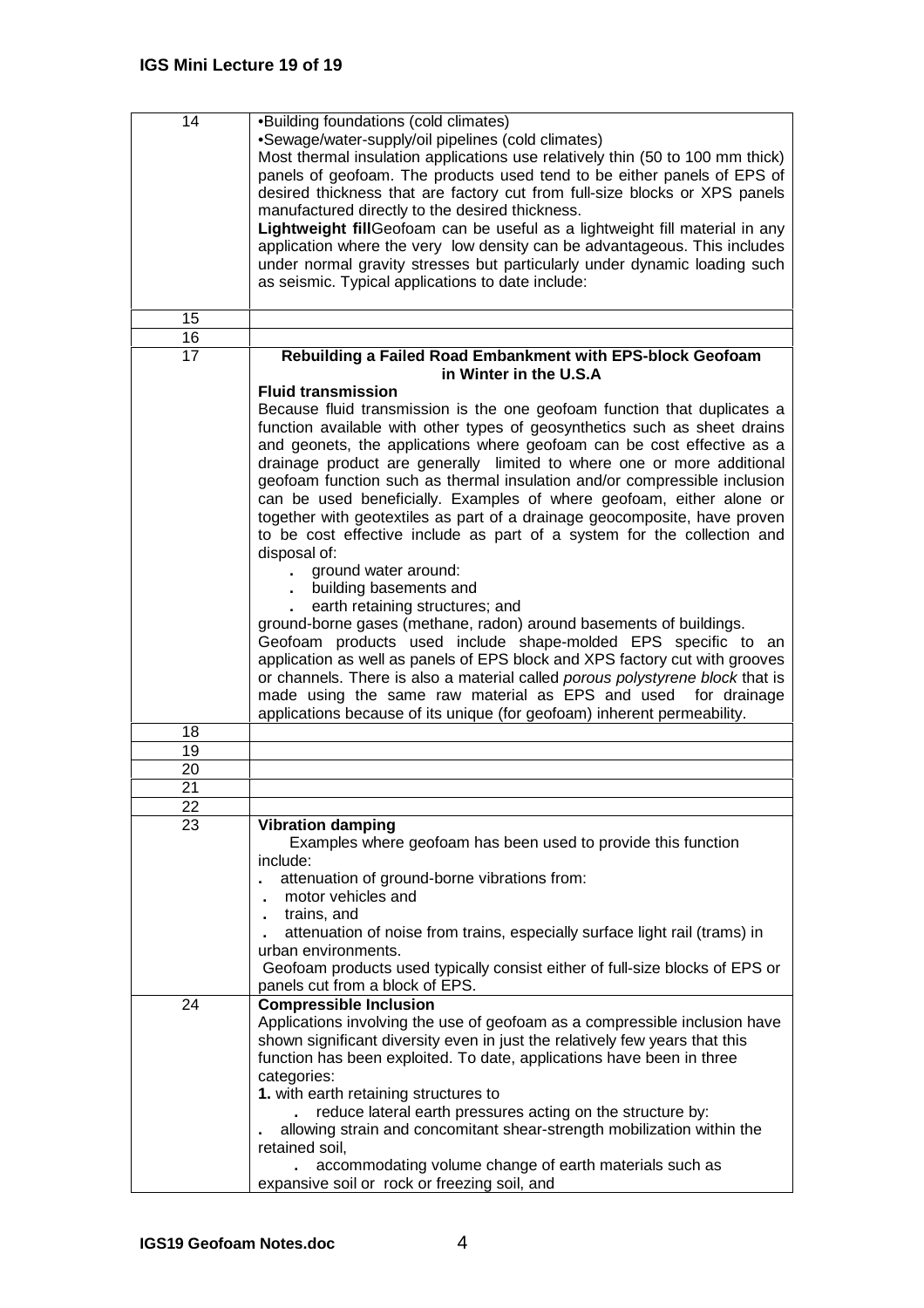| | |
|---|---|
| 14 | •Building foundations (cold climates)<br>•Sewage/water-supply/oil pipelines (cold climates)<br>Most thermal insulation applications use relatively thin (50 to 100 mm thick) panels of geofoam. The products used tend to be either panels of EPS of desired thickness that are factory cut from full-size blocks or XPS panels manufactured directly to the desired thickness.<br>**Lightweight fill**Geofoam can be useful as a lightweight fill material in any application where the very low density can be advantageous. This includes under normal gravity stresses but particularly under dynamic loading such as seismic. Typical applications to date include: |
| 15 | |
| 16 | |
| 17 | **Rebuilding a Failed Road Embankment with EPS-block Geofoam in Winter in the U.S.A**<br>**Fluid transmission**<br>Because fluid transmission is the one geofoam function that duplicates a function available with other types of geosynthetics such as sheet drains and geonets, the applications where geofoam can be cost effective as a drainage product are generally limited to where one or more additional geofoam function such as thermal insulation and/or compressible inclusion can be used beneficially. Examples of where geofoam, either alone or together with geotextiles as part of a drainage geocomposite, have proven to be cost effective include as part of a system for the collection and disposal of:<br>. ground water around:<br>. building basements and<br>. earth retaining structures; and<br>ground-borne gases (methane, radon) around basements of buildings.<br>Geofoam products used include shape-molded EPS specific to an application as well as panels of EPS block and XPS factory cut with grooves or channels. There is also a material called *porous polystyrene block* that is made using the same raw material as EPS and used for drainage applications because of its unique (for geofoam) inherent permeability. |
| 18 | |
| 19 | |
| 20 | |
| 21 | |
| 22 | |
| 23 | **Vibration damping**<br>Examples where geofoam has been used to provide this function include:<br>. attenuation of ground-borne vibrations from:<br>. motor vehicles and<br>. trains, and<br>. attenuation of noise from trains, especially surface light rail (trams) in urban environments.<br>Geofoam products used typically consist either of full-size blocks of EPS or panels cut from a block of EPS. |
| 24 | **Compressible Inclusion**<br>Applications involving the use of geofoam as a compressible inclusion have shown significant diversity even in just the relatively few years that this function has been exploited. To date, applications have been in three categories:<br>**1.** with earth retaining structures to<br>. reduce lateral earth pressures acting on the structure by:<br>. allowing strain and concomitant shear-strength mobilization within the retained soil,<br>. accommodating volume change of earth materials such as expansive soil or rock or freezing soil, and |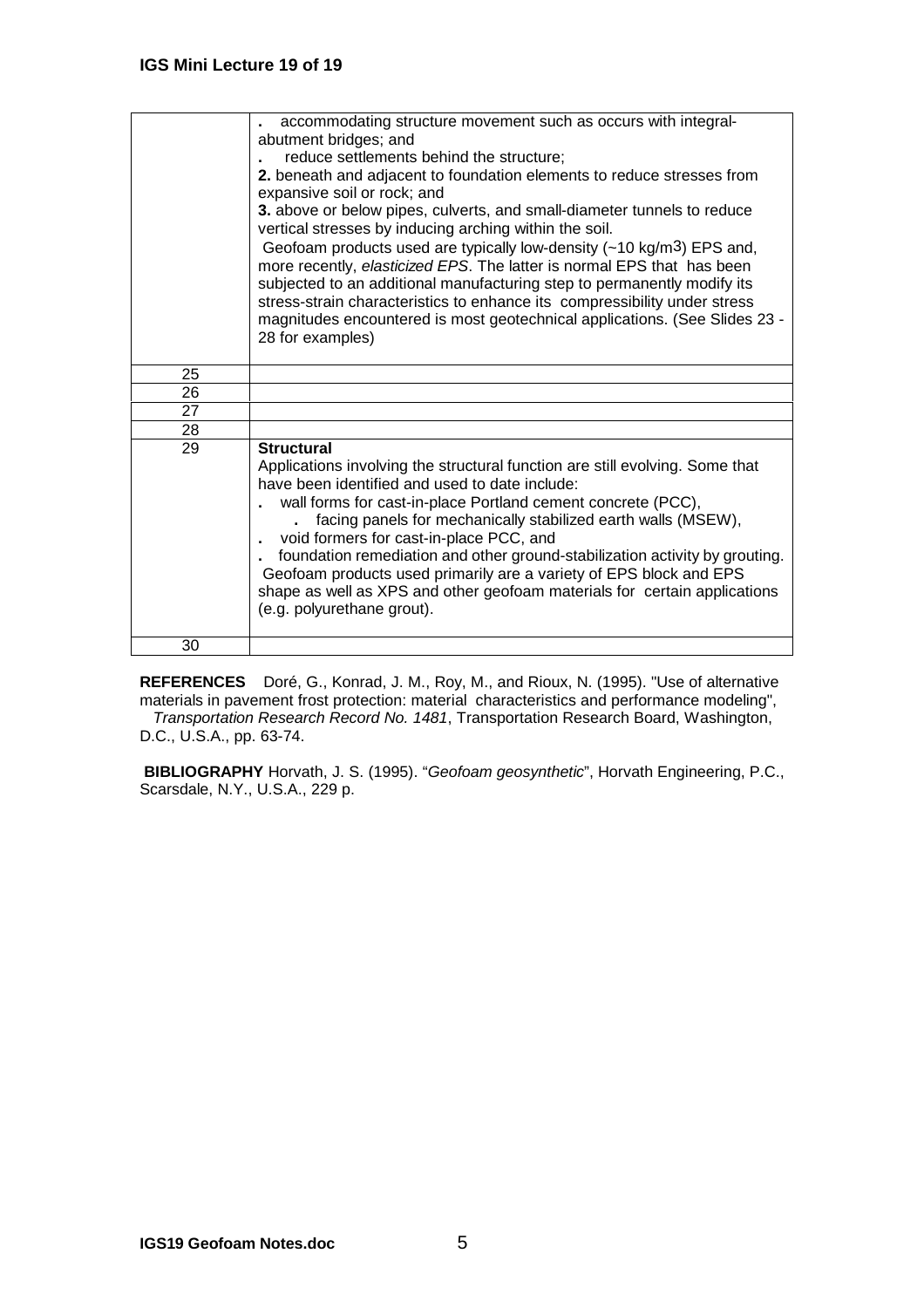| | |
|---|---|
| | . accommodating structure movement such as occurs with integral-abutment bridges; and<br>. reduce settlements behind the structure;<br>**2.** beneath and adjacent to foundation elements to reduce stresses from expansive soil or rock; and<br>**3.** above or below pipes, culverts, and small-diameter tunnels to reduce vertical stresses by inducing arching within the soil.<br>Geofoam products used are typically low-density (~10 kg/m$^3$) EPS and, more recently, *elasticized EPS*. The latter is normal EPS that has been subjected to an additional manufacturing step to permanently modify its stress-strain characteristics to enhance its compressibility under stress magnitudes encountered is most geotechnical applications. (See Slides 23 - 28 for examples) |
| 25 | |
| 26 | |
| 27 | |
| 28 | |
| 29 | **Structural**<br>Applications involving the structural function are still evolving. Some that have been identified and used to date include:<br>. wall forms for cast-in-place Portland cement concrete (PCC),<br>. facing panels for mechanically stabilized earth walls (MSEW),<br>. void formers for cast-in-place PCC, and<br>. foundation remediation and other ground-stabilization activity by grouting.<br>Geofoam products used primarily are a variety of EPS block and EPS shape as well as XPS and other geofoam materials for certain applications (e.g. polyurethane grout). |
| 30 | |

**REFERENCES** Doré, G., Konrad, J. M., Roy, M., and Rioux, N. (1995). "Use of alternative materials in pavement frost protection: material characteristics and performance modeling", *Transportation Research Record No. 1481*, Transportation Research Board, Washington, D.C., U.S.A., pp. 63-74.

**BIBLIOGRAPHY** Horvath, J. S. (1995). "*Geofoam geosynthetic*", Horvath Engineering, P.C., Scarsdale, N.Y., U.S.A., 229 p.